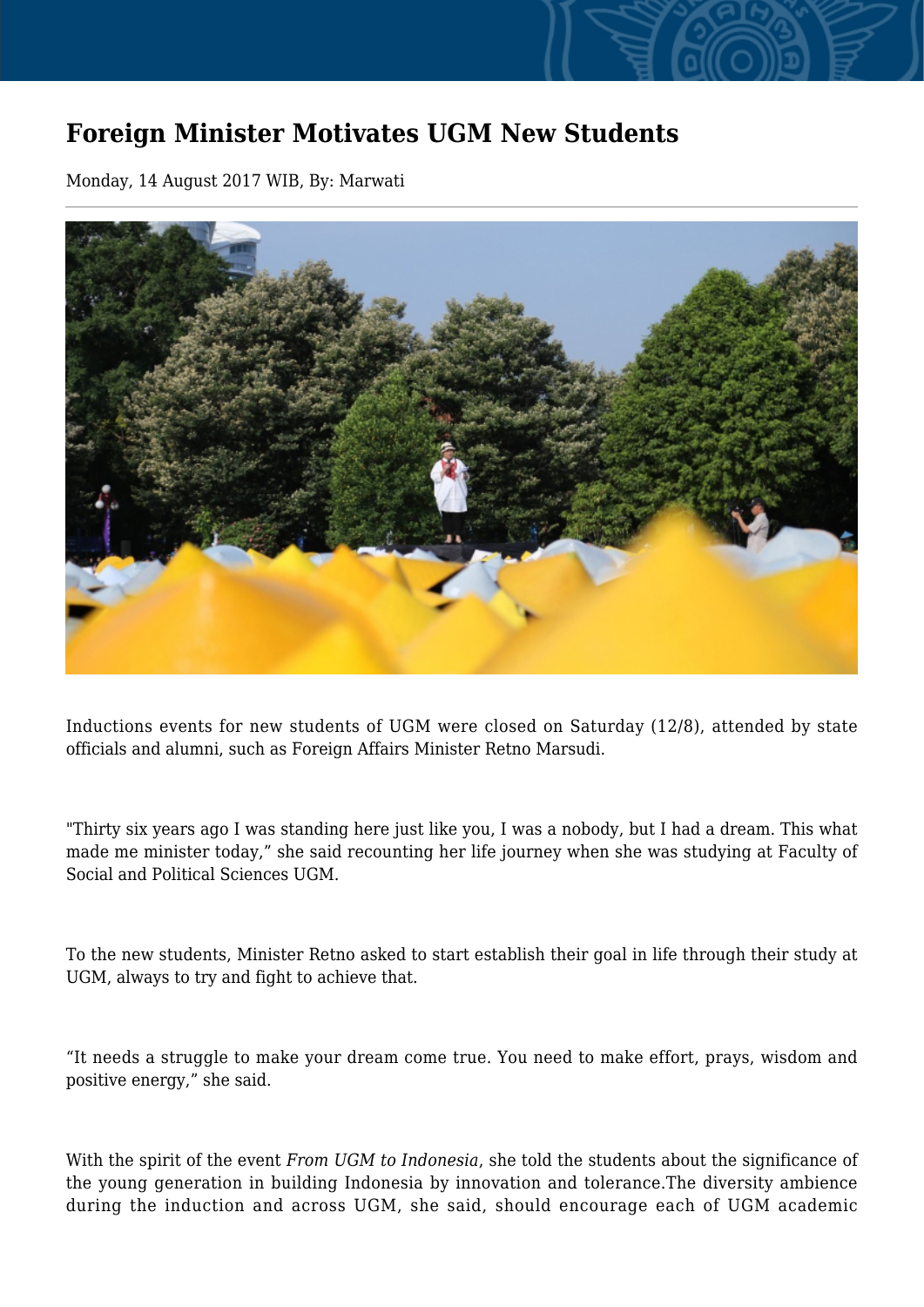# Foreign Minister Motivates UGM New Students

Monday, 14 August 2017 WIB, By: Marwati

---

Inductions events for new students of UGM were closed on Saturday (12/8), attended by state officials and alumni, such as Foreign Affairs Minister Retno Marsudi.

"Thirty six years ago I was standing here just like you, I was a nobody, but I had a dream. This what made me minister today," she said recounting her life journey when she was studying at Faculty of Social and Political Sciences UGM.

To the new students, Minister Retno asked to start establish their goal in life through their study at UGM, always to try and fight to achieve that.

"It needs a struggle to make your dream come true. You need to make effort, prays, wisdom and positive energy," she said.

With the spirit of the event *From UGM to Indonesia*, she told the students about the significance of the young generation in building Indonesia by innovation and tolerance.The diversity ambience during the induction and across UGM, she said, should encourage each of UGM academic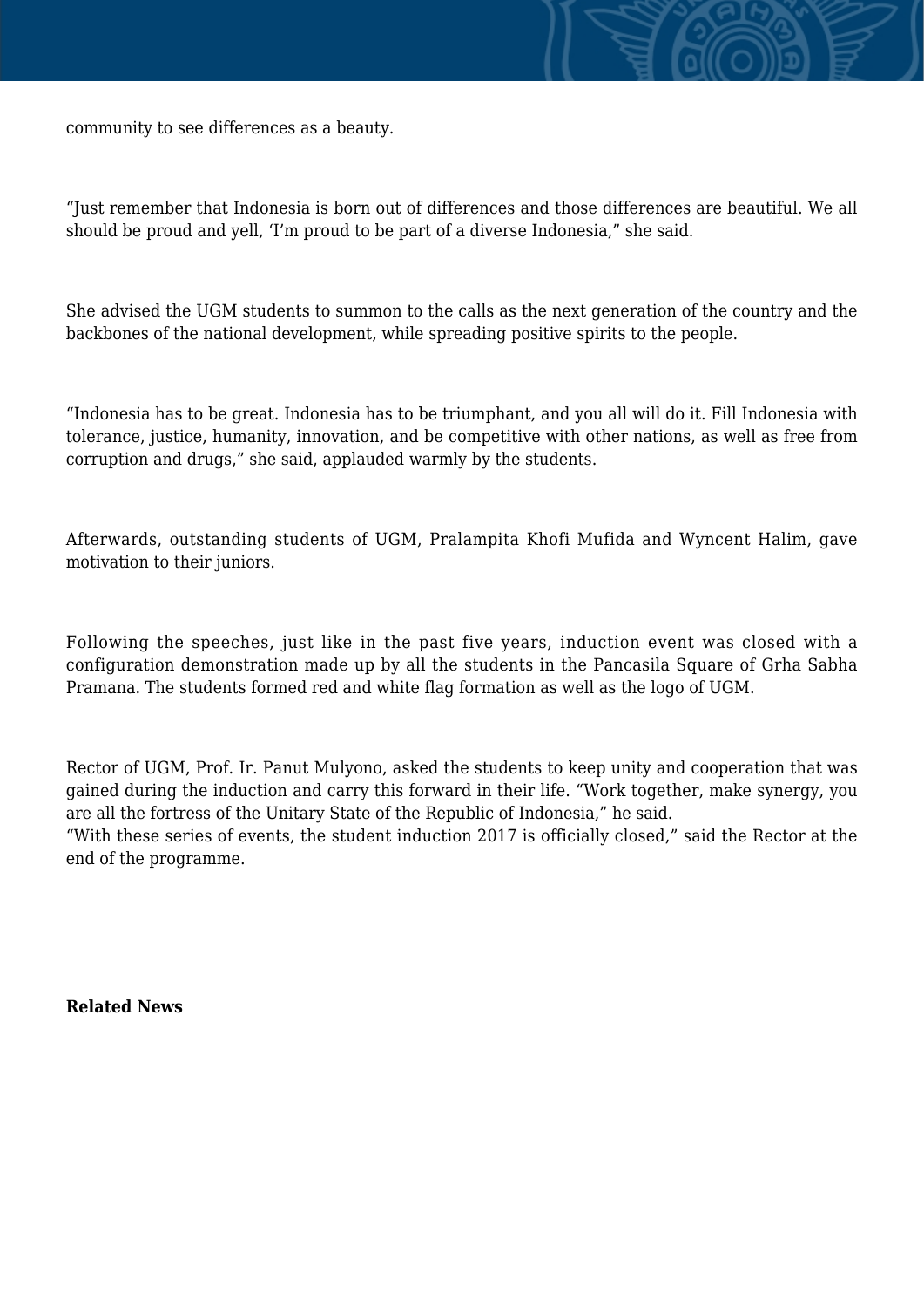community to see differences as a beauty.

"Just remember that Indonesia is born out of differences and those differences are beautiful. We all should be proud and yell, 'I'm proud to be part of a diverse Indonesia," she said.

She advised the UGM students to summon to the calls as the next generation of the country and the backbones of the national development, while spreading positive spirits to the people.

"Indonesia has to be great. Indonesia has to be triumphant, and you all will do it. Fill Indonesia with tolerance, justice, humanity, innovation, and be competitive with other nations, as well as free from corruption and drugs," she said, applauded warmly by the students.

Afterwards, outstanding students of UGM, Pralampita Khofi Mufida and Wyncent Halim, gave motivation to their juniors.

Following the speeches, just like in the past five years, induction event was closed with a configuration demonstration made up by all the students in the Pancasila Square of Grha Sabha Pramana. The students formed red and white flag formation as well as the logo of UGM.

Rector of UGM, Prof. Ir. Panut Mulyono, asked the students to keep unity and cooperation that was gained during the induction and carry this forward in their life. "Work together, make synergy, you are all the fortress of the Unitary State of the Republic of Indonesia," he said.
"With these series of events, the student induction 2017 is officially closed," said the Rector at the end of the programme.

**Related News**